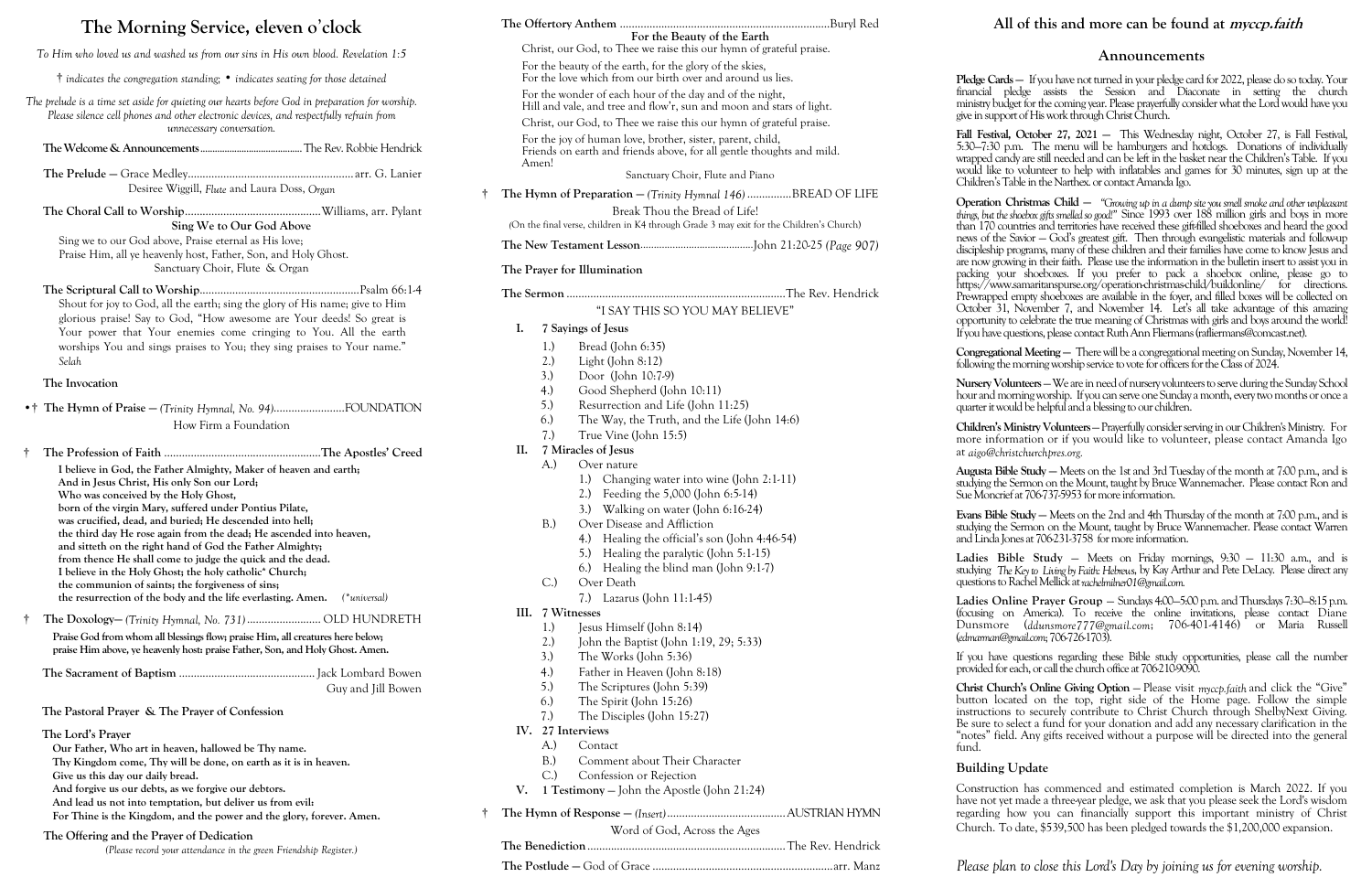# The Morning Service, eleven o'clock

*To Him who loved us and washed us from our sins in His own blood. Revelation 1:5*

*† indicates the congregation standing; • indicates seating for those detained*

*The prelude is a time set aside for quieting our hearts before God in preparation for worship. Please silence cell phones and other electronic devices, and respectfully refrain from unnecessary conversation.*

**The Welcome & Announcements** .......... The Rev. Robbie Hendrick

**The Prelude** — Grace Medley .......... arr. G. Lanier
Desiree Wiggill, *Flute* and Laura Doss, *Organ*

**The Choral Call to Worship** .......... Williams, arr. Pylant

**Sing We to Our God Above**

Sing we to our God above, Praise eternal as His love;
Praise Him, all ye heavenly host, Father, Son, and Holy Ghost.

Sanctuary Choir, Flute & Organ

**The Scriptural Call to Worship** .......... Psalm 66:1-4

Shout for joy to God, all the earth; sing the glory of His name; give to Him glorious praise! Say to God, "How awesome are Your deeds! So great is Your power that Your enemies come cringing to You. All the earth worships You and sings praises to You; they sing praises to Your name." *Selah*

**The Invocation**

•† **The Hymn of Praise** — *(Trinity Hymnal, No. 94)* .......... FOUNDATION
How Firm a Foundation

† **The Profession of Faith** .......... **The Apostles' Creed**

**I believe in God, the Father Almighty, Maker of heaven and earth;
And in Jesus Christ, His only Son our Lord;
Who was conceived by the Holy Ghost,
born of the virgin Mary, suffered under Pontius Pilate,
was crucified, dead, and buried; He descended into hell;
the third day He rose again from the dead; He ascended into heaven,
and sitteth on the right hand of God the Father Almighty;
from thence He shall come to judge the quick and the dead.
I believe in the Holy Ghost; the holy catholic\* Church;
the communion of saints; the forgiveness of sins;
the resurrection of the body and the life everlasting. Amen.** *(\*universal)*

† **The Doxology** — *(Trinity Hymnal, No. 731)* .......... OLD HUNDRETH

**Praise God from whom all blessings flow; praise Him, all creatures here below;
praise Him above, ye heavenly host: praise Father, Son, and Holy Ghost. Amen.**

**The Sacrament of Baptism** .......... Jack Lombard Bowen
Guy and Jill Bowen

**The Pastoral Prayer & The Prayer of Confession**

**The Lord's Prayer**

**Our Father, Who art in heaven, hallowed be Thy name.
Thy Kingdom come, Thy will be done, on earth as it is in heaven.
Give us this day our daily bread.
And forgive us our debts, as we forgive our debtors.
And lead us not into temptation, but deliver us from evil:
For Thine is the Kingdom, and the power and the glory, forever. Amen.**

**The Offering and the Prayer of Dedication**
*(Please record your attendance in the green Friendship Register.)*

**The Offertory Anthem** .......... Buryl Red

**For the Beauty of the Earth**

Christ, our God, to Thee we raise this our hymn of grateful praise.

For the beauty of the earth, for the glory of the skies,
For the love which from our birth over and around us lies.

For the wonder of each hour of the day and of the night,
Hill and vale, and tree and flow'r, sun and moon and stars of light.

Christ, our God, to Thee we raise this our hymn of grateful praise.

For the joy of human love, brother, sister, parent, child,
Friends on earth and friends above, for all gentle thoughts and mild.
Amen!

Sanctuary Choir, Flute and Piano

† **The Hymn of Preparation** — *(Trinity Hymnal 146)* .......... BREAD OF LIFE
Break Thou the Bread of Life!
(On the final verse, children in K4 through Grade 3 may exit for the Children's Church)

**The New Testament Lesson** .......... John 21:20-25 *(Page 907)*

**The Prayer for Illumination**

**The Sermon** .......... The Rev. Hendrick

"I SAY THIS SO YOU MAY BELIEVE"

I. **7 Sayings of Jesus**
  1.) Bread (John 6:35)
  2.) Light (John 8:12)
  3.) Door (John 10:7-9)
  4.) Good Shepherd (John 10:11)
  5.) Resurrection and Life (John 11:25)
  6.) The Way, the Truth, and the Life (John 14:6)
  7.) True Vine (John 15:5)

II. **7 Miracles of Jesus**
  A.) Over nature
    1.) Changing water into wine (John 2:1-11)
    2.) Feeding the 5,000 (John 6:5-14)
    3.) Walking on water (John 6:16-24)
  B.) Over Disease and Affliction
    4.) Healing the official's son (John 4:46-54)
    5.) Healing the paralytic (John 5:1-15)
    6.) Healing the blind man (John 9:1-7)
  C.) Over Death
    7.) Lazarus (John 11:1-45)

III. **7 Witnesses**
  1.) Jesus Himself (John 8:14)
  2.) John the Baptist (John 1:19, 29; 5:33)
  3.) The Works (John 5:36)
  4.) Father in Heaven (John 8:18)
  5.) The Scriptures (John 5:39)
  6.) The Spirit (John 15:26)
  7.) The Disciples (John 15:27)

IV. **27 Interviews**
  A.) Contact
  B.) Comment about Their Character
  C.) Confession or Rejection

V. **1 Testimony** — John the Apostle (John 21:24)

† **The Hymn of Response** — *(Insert)* .......... AUSTRIAN HYMN
Word of God, Across the Ages

**The Benediction** .......... The Rev. Hendrick

**The Postlude** — God of Grace .......... arr. Manz

## All of this and more can be found at *myccp.faith*

## Announcements

**Pledge Cards** — If you have not turned in your pledge card for 2022, please do so today. Your financial pledge assists the Session and Diaconate in setting the church ministry budget for the coming year. Please prayerfully consider what the Lord would have you give in support of His work through Christ Church.

**Fall Festival, October 27, 2021** — This Wednesday night, October 27, is Fall Festival, 5:30–7:30 p.m. The menu will be hamburgers and hotdogs. Donations of individually wrapped candy are still needed and can be left in the basket near the Children's Table. If you would like to volunteer to help with inflatables and games for 30 minutes, sign up at the Children's Table in the Narthex or contact Amanda Igo.

**Operation Christmas Child** — *"Growing up in a dump site you smell smoke and other unpleasant things, but the shoebox gifts smelled so good!"* Since 1993 over 188 million girls and boys in more than 170 countries and territories have received these gift-filled shoeboxes and heard the good news of the Savior – God's greatest gift. Then through evangelistic materials and follow-up discipleship programs, many of these children and their families have come to know Jesus and are now growing in their faith. Please use the information in the bulletin insert to assist you in packing your shoeboxes. If you prefer to pack a shoebox online, please go to https://www.samaritanspurse.org/operation-christmas-child/buildonline/ for directions. Prewrapped empty shoeboxes are available in the foyer, and filled boxes will be collected on October 31, November 7, and November 14. Let's all take advantage of this amazing opportunity to celebrate the true meaning of Christmas with girls and boys around the world! If you have questions, please contact Ruth Ann Fliermans (rafliermans@comcast.net).

**Congregational Meeting** — There will be a congregational meeting on Sunday, November 14, following the morning worship service to vote for officers for the Class of 2024.

**Nursery Volunteers** — We are in need of nursery volunteers to serve during the Sunday School hour and morning worship. If you can serve one Sunday a month, every two months or once a quarter it would be helpful and a blessing to our children.

**Children's Ministry Volunteers** — Prayerfully consider serving in our Children's Ministry. For more information or if you would like to volunteer, please contact Amanda Igo at *aigo@christchurchpres.org*.

**Augusta Bible Study** — Meets on the 1st and 3rd Tuesday of the month at 7:00 p.m., and is studying the Sermon on the Mount, taught by Bruce Wannemacher. Please contact Ron and Sue Moncrief at 706-737-5953 for more information.

**Evans Bible Study** — Meets on the 2nd and 4th Thursday of the month at 7:00 p.m., and is studying the Sermon on the Mount, taught by Bruce Wannemacher. Please contact Warren and Linda Jones at 706-231-3758 for more information.

**Ladies Bible Study** — Meets on Friday mornings, 9:30 – 11:30 a.m., and is studying *The Key to Living by Faith: Hebrews*, by Kay Arthur and Pete DeLacy. Please direct any questions to Rachel Mellick at *rachelmilner01@gmail.com*.

**Ladies Online Prayer Group** — Sundays 4:00–5:00 p.m. and Thursdays 7:30–8:15 p.m. (focusing on America). To receive the online invitations, please contact Diane Dunsmore (*ddunsmore777@gmail.com*; 706-401-4146) or Maria Russell (*edmarman@gmail.com*; 706-726-1703).

If you have questions regarding these Bible study opportunities, please call the number provided for each, or call the church office at 706-210-9090.

**Christ Church's Online Giving Option** — Please visit *myccp.faith* and click the "Give" button located on the top, right side of the Home page. Follow the simple instructions to securely contribute to Christ Church through ShelbyNext Giving. Be sure to select a fund for your donation and add any necessary clarification in the "notes" field. Any gifts received without a purpose will be directed into the general fund.

## Building Update

Construction has commenced and estimated completion is March 2022. If you have not yet made a three-year pledge, we ask that you please seek the Lord's wisdom regarding how you can financially support this important ministry of Christ Church. To date, $539,500 has been pledged towards the $1,200,000 expansion.

*Please plan to close this Lord's Day by joining us for evening worship.*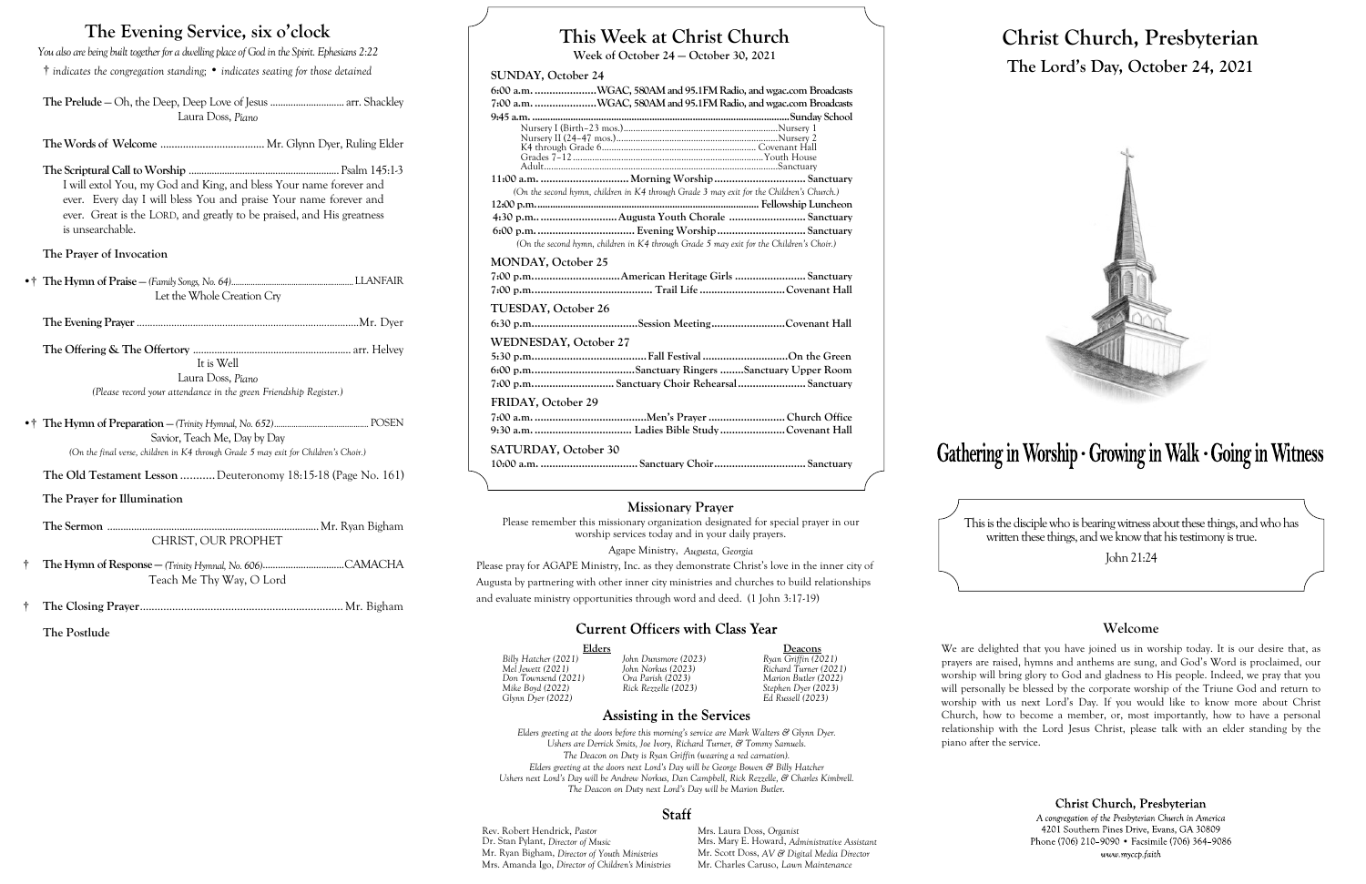# The Evening Service, six o'clock

*You also are being built together for a dwelling place of God in the Spirit. Ephesians 2:22*

*† indicates the congregation standing; • indicates seating for those detained*

**The Prelude** — Oh, the Deep, Deep Love of Jesus ............................ arr. Shackley
Laura Doss, *Piano*

**The Words of Welcome** .................................... Mr. Glynn Dyer, Ruling Elder

**The Scriptural Call to Worship** .......................................................... Psalm 145:1-3
I will extol You, my God and King, and bless Your name forever and ever. Every day I will bless You and praise Your name forever and ever. Great is the LORD, and greatly to be praised, and His greatness is unsearchable.

**The Prayer of Invocation**

•† **The Hymn of Praise** — *(Family Songs, No. 64)*........................................ LLANFAIR
Let the Whole Creation Cry

**The Evening Prayer** ................................................................................Mr. Dyer

**The Offering & The Offertory** .......................................................... arr. Helvey
It is Well
Laura Doss, *Piano*
*(Please record your attendance in the green Friendship Register.)*

•† **The Hymn of Preparation** — *(Trinity Hymnal, No. 652)*........................................... POSEN
Savior, Teach Me, Day by Day
*(On the final verse, children in K4 through Grade 5 may exit for Children's Choir.)*

**The Old Testament Lesson** ........... Deuteronomy 18:15-18 (Page No. 161)

**The Prayer for Illumination**

**The Sermon** ............................................................................ Mr. Ryan Bigham
CHRIST, OUR PROPHET

† **The Hymn of Response** — *(Trinity Hymnal, No. 606)*................................CAMACHA
Teach Me Thy Way, O Lord

† **The Closing Prayer**.................................................................... Mr. Bigham

**The Postlude**

# This Week at Christ Church

**Week of October 24 — October 30, 2021**

**SUNDAY, October 24**

6:00 a.m. .....................WGAC, 580AM and 95.1FM Radio, and wgac.com Broadcasts
7:00 a.m. .....................WGAC, 580AM and 95.1FM Radio, and wgac.com Broadcasts
9:45 a.m. ........................................................................................Sunday School
Nursery I (Birth–23 mos.)..........................................................Nursery 1
Nursery II (24–47 mos.)............................................................Nursery 2
K4 through Grade 6.......................................................... Covenant Hall
Grades 7–12...............................................................................Youth House
Adult.........................................................................................Sanctuary
11:00 a.m. ............................. Morning Worship ............................... Sanctuary
*(On the second hymn, children in K4 through Grade 3 may exit for the Children's Church.)*
12:00 p.m..................................................................................... Fellowship Luncheon
4:30 p.m.. ......................... Augusta Youth Chorale .......................... Sanctuary
6:00 p.m. ................................ Evening Worship.............................. Sanctuary
*(On the second hymn, children in K4 through Grade 5 may exit for the Children's Choir.)*

**MONDAY, October 25**

7:00 p.m.............................American Heritage Girls ........................ Sanctuary
7:00 p.m......................................... Trail Life .............................Covenant Hall

**TUESDAY, October 26**

6:30 p.m...................................Session Meeting.........................Covenant Hall

**WEDNESDAY, October 27**

5:30 p.m....................................... Fall Festival .............................On the Green
6:00 p.m..................................Sanctuary Ringers ........Sanctuary Upper Room
7:00 p.m........................... Sanctuary Choir Rehearsal....................... Sanctuary

**FRIDAY, October 29**

7:00 a.m. .....................................Men's Prayer ......................... Church Office
9:30 a.m. ................................. Ladies Bible Study...................... Covenant Hall

**SATURDAY, October 30**

10:00 a.m. ................................ Sanctuary Choir............................... Sanctuary

## Missionary Prayer

Please remember this missionary organization designated for special prayer in our worship services today and in your daily prayers.

Agape Ministry, *Augusta, Georgia*

Please pray for AGAPE Ministry, Inc. as they demonstrate Christ's love in the inner city of Augusta by partnering with other inner city ministries and churches to build relationships and evaluate ministry opportunities through word and deed. (1 John 3:17-19)

## Current Officers with Class Year

| Elders | | Deacons |
|---|---|---|
| *Billy Hatcher (2021)* | *John Dunsmore (2023)* | *Ryan Griffin (2021)* |
| *Mel Jewett (2021)* | *John Norkus (2023)* | *Richard Turner (2021)* |
| *Don Townsend (2021)* | *Ora Parish (2023)* | *Marion Butler (2022)* |
| *Mike Boyd (2022)* | *Rick Rezzelle (2023)* | *Stephen Dyer (2023)* |
| *Glynn Dyer (2022)* | | *Ed Russell (2023)* |

## Assisting in the Services

*Elders greeting at the doors before this morning's service are Mark Walters & Glynn Dyer.*
*Ushers are Derrick Smits, Joe Ivory, Richard Turner, & Tommy Samuels.*
*The Deacon on Duty is Ryan Griffin (wearing a red carnation).*
*Elders greeting at the doors next Lord's Day will be George Bowen & Billy Hatcher*
*Ushers next Lord's Day will be Andrew Norkus, Dan Campbell, Rick Rezzelle, & Charles Kimbrell.*
*The Deacon on Duty next Lord's Day will be Marion Butler.*

## Staff

Rev. Robert Hendrick, *Pastor*
Dr. Stan Pylant, *Director of Music*
Mr. Ryan Bigham, *Director of Youth Ministries*
Mrs. Amanda Igo, *Director of Children's Ministries*
Mrs. Laura Doss, *Organist*
Mrs. Mary E. Howard, *Administrative Assistant*
Mr. Scott Doss, *AV & Digital Media Director*
Mr. Charles Caruso, *Lawn Maintenance*

# Christ Church, Presbyterian

## The Lord's Day, October 24, 2021

**Gathering in Worship · Growing in Walk · Going in Witness**

This is the disciple who is bearing witness about these things, and who has written these things, and we know that his testimony is true.

John 21:24

## Welcome

We are delighted that you have joined us in worship today. It is our desire that, as prayers are raised, hymns and anthems are sung, and God's Word is proclaimed, our worship will bring glory to God and gladness to His people. Indeed, we pray that you will personally be blessed by the corporate worship of the Triune God and return to worship with us next Lord's Day. If you would like to know more about Christ Church, how to become a member, or, most importantly, how to have a personal relationship with the Lord Jesus Christ, please talk with an elder standing by the piano after the service.

**Christ Church, Presbyterian**
*A congregation of the Presbyterian Church in America*
4201 Southern Pines Drive, Evans, GA 30809
Phone (706) 210-9090 • Facsimile (706) 364-9086
*www.myccp.faith*